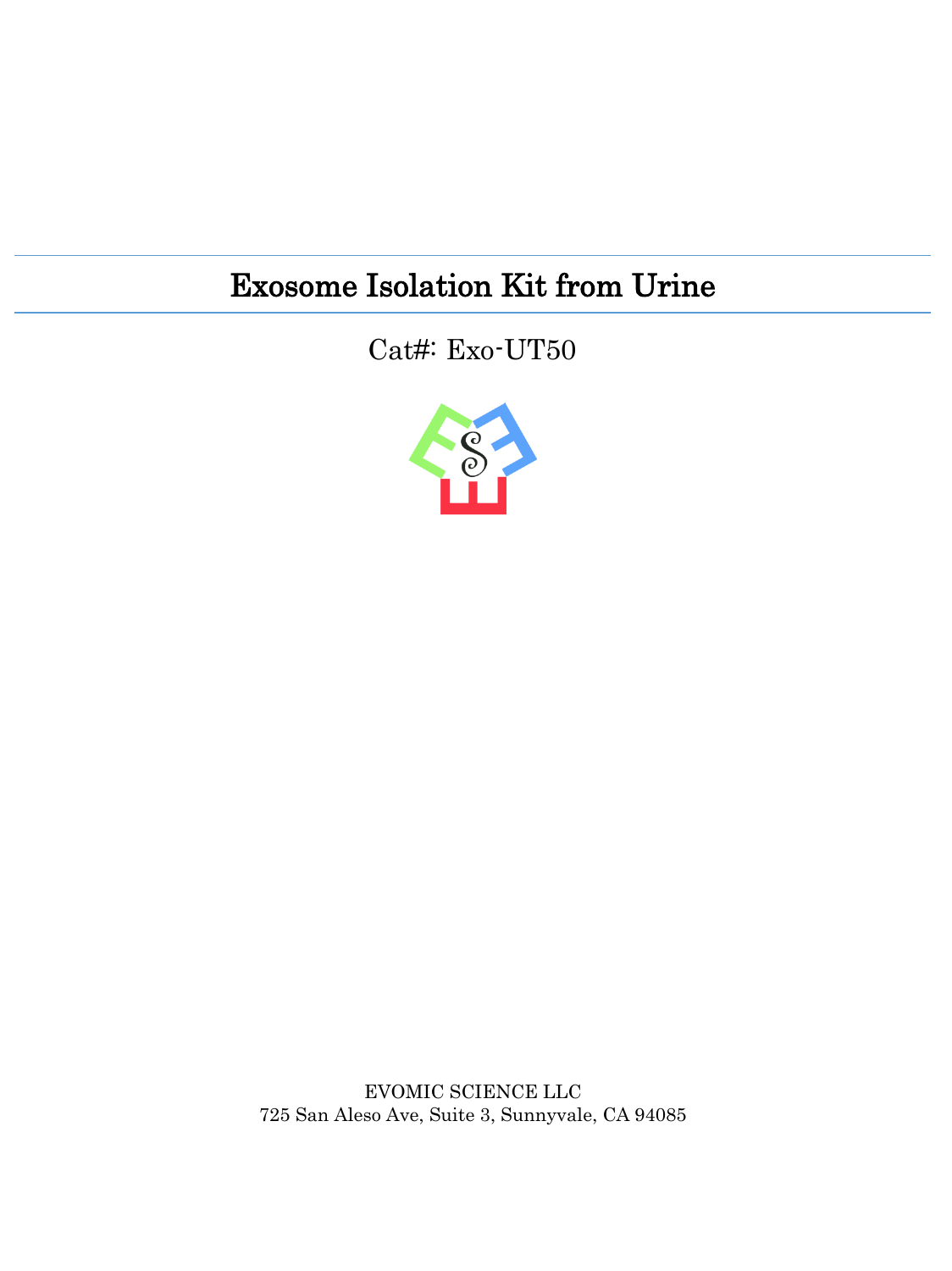# Exosome Isolation Kit from Urine

Cat#: Exo-UT50

EVOMIC SCIENCE LLC
725 San Aleso Ave, Suite 3, Sunnyvale, CA 94085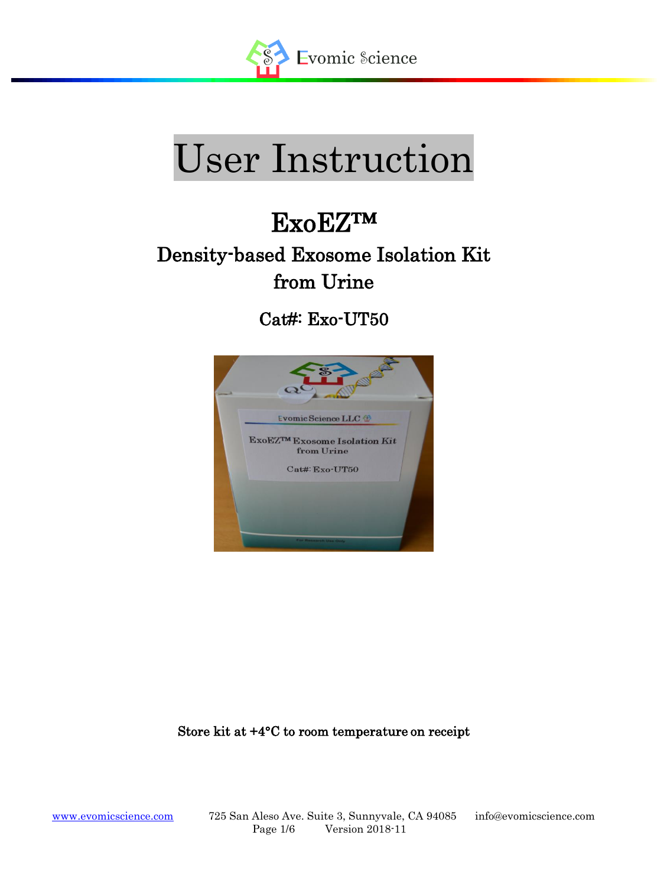# User Instruction

## ExoEZ™

### Density-based Exosome Isolation Kit from Urine

### Cat#: Exo-UT50

**Store kit at +4°C to room temperature on receipt**

[www.evomicscience.com](http://www.evomicscience.com) 725 San Aleso Ave. Suite 3, Sunnyvale, CA 94085 info@evomicscience.com

Version 2018-11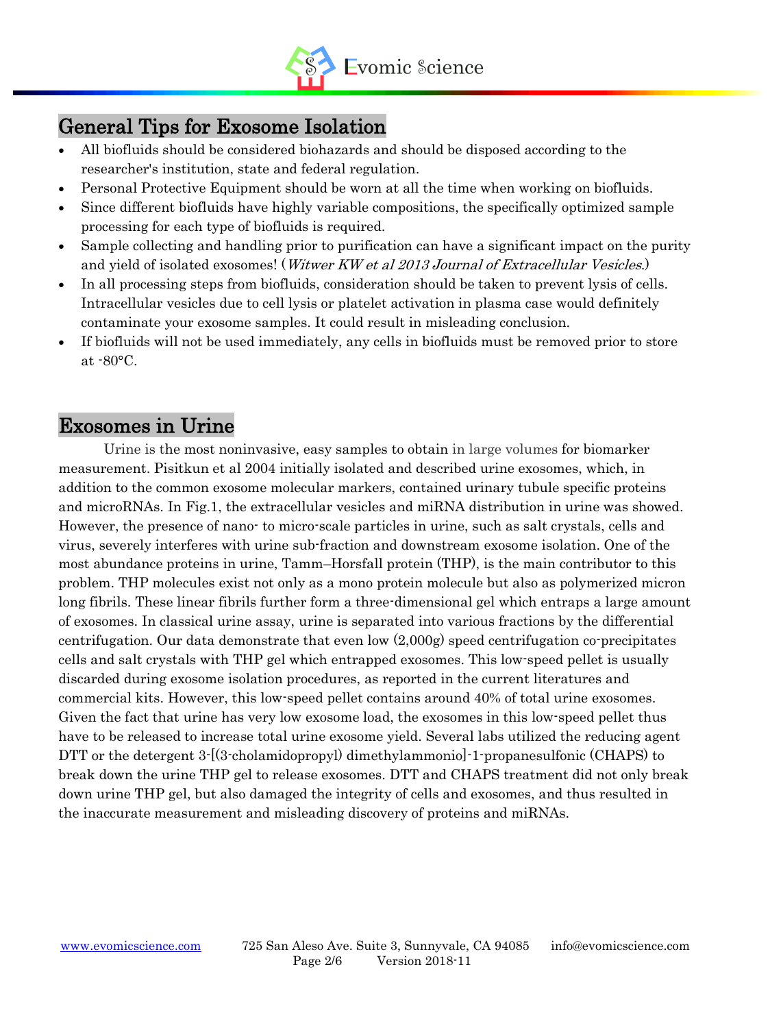## General Tips for Exosome Isolation

- All biofluids should be considered biohazards and should be disposed according to the researcher's institution, state and federal regulation.
- Personal Protective Equipment should be worn at all the time when working on biofluids.
- Since different biofluids have highly variable compositions, the specifically optimized sample processing for each type of biofluids is required.
- Sample collecting and handling prior to purification can have a significant impact on the purity and yield of isolated exosomes! (*Witwer KW et al 2013 Journal of Extracellular Vesicles.*)
- In all processing steps from biofluids, consideration should be taken to prevent lysis of cells. Intracellular vesicles due to cell lysis or platelet activation in plasma case would definitely contaminate your exosome samples. It could result in misleading conclusion.
- If biofluids will not be used immediately, any cells in biofluids must be removed prior to store at -80°C.

## Exosomes in Urine

Urine is the most noninvasive, easy samples to obtain in large volumes for biomarker measurement. Pisitkun et al 2004 initially isolated and described urine exosomes, which, in addition to the common exosome molecular markers, contained urinary tubule specific proteins and microRNAs. In Fig.1, the extracellular vesicles and miRNA distribution in urine was showed. However, the presence of nano- to micro-scale particles in urine, such as salt crystals, cells and virus, severely interferes with urine sub-fraction and downstream exosome isolation. One of the most abundance proteins in urine, Tamm–Horsfall protein (THP), is the main contributor to this problem. THP molecules exist not only as a mono protein molecule but also as polymerized micron long fibrils. These linear fibrils further form a three-dimensional gel which entraps a large amount of exosomes. In classical urine assay, urine is separated into various fractions by the differential centrifugation. Our data demonstrate that even low (2,000g) speed centrifugation co-precipitates cells and salt crystals with THP gel which entrapped exosomes. This low-speed pellet is usually discarded during exosome isolation procedures, as reported in the current literatures and commercial kits. However, this low-speed pellet contains around 40% of total urine exosomes. Given the fact that urine has very low exosome load, the exosomes in this low-speed pellet thus have to be released to increase total urine exosome yield. Several labs utilized the reducing agent DTT or the detergent 3-[(3-cholamidopropyl) dimethylammonio]-1-propanesulfonic (CHAPS) to break down the urine THP gel to release exosomes. DTT and CHAPS treatment did not only break down urine THP gel, but also damaged the integrity of cells and exosomes, and thus resulted in the inaccurate measurement and misleading discovery of proteins and miRNAs.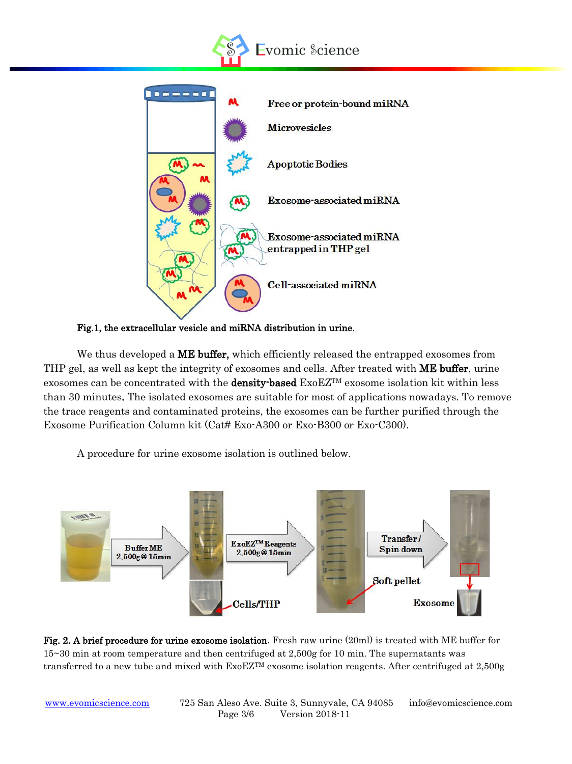Fig.1, the extracellular vesicle and miRNA distribution in urine.

We thus developed a **ME buffer,** which efficiently released the entrapped exosomes from THP gel, as well as kept the integrity of exosomes and cells. After treated with **ME buffer**, urine exosomes can be concentrated with the **density-based** ExoEZ™ exosome isolation kit within less than 30 minutes. The isolated exosomes are suitable for most of applications nowadays. To remove the trace reagents and contaminated proteins, the exosomes can be further purified through the Exosome Purification Column kit (Cat# Exo-A300 or Exo-B300 or Exo-C300).

A procedure for urine exosome isolation is outlined below.

**Fig. 2. A brief procedure for urine exosome isolation**. Fresh raw urine (20ml) is treated with ME buffer for 15~30 min at room temperature and then centrifuged at 2,500g for 10 min. The supernatants was transferred to a new tube and mixed with ExoEZ™ exosome isolation reagents. After centrifuged at 2,500g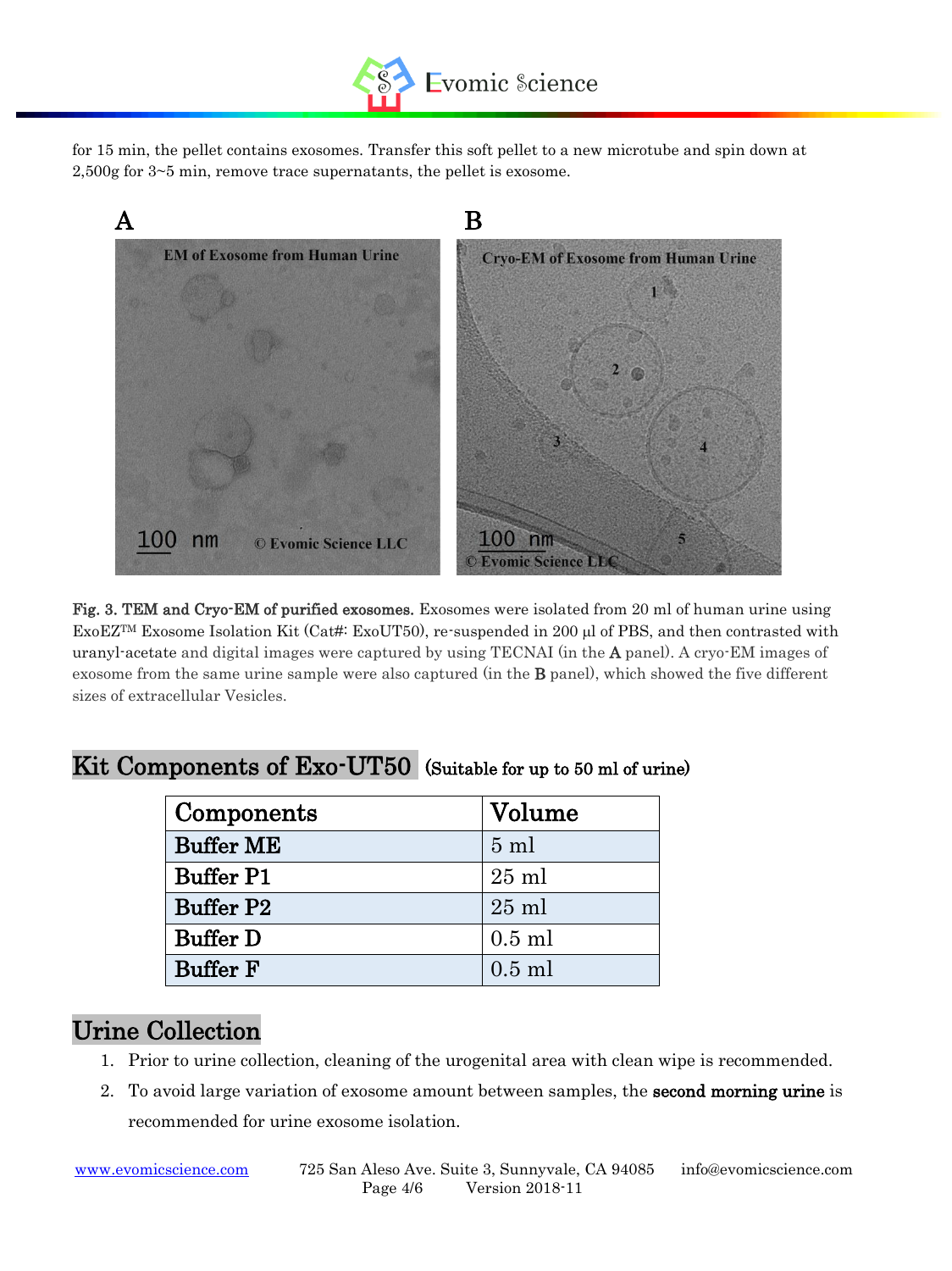for 15 min, the pellet contains exosomes. Transfer this soft pellet to a new microtube and spin down at 2,500g for 3~5 min, remove trace supernatants, the pellet is exosome.

**Fig. 3. TEM and Cryo-EM of purified exosomes.** Exosomes were isolated from 20 ml of human urine using ExoEZ™ Exosome Isolation Kit (Cat#: ExoUT50), re-suspended in 200 µl of PBS, and then contrasted with uranyl-acetate and digital images were captured by using TECNAI (in the **A** panel). A cryo-EM images of exosome from the same urine sample were also captured (in the **B** panel), which showed the five different sizes of extracellular Vesicles.

## Kit Components of Exo-UT50 (Suitable for up to 50 ml of urine)

| Components | Volume |
|---|---|
| **Buffer ME** | 5 ml |
| **Buffer P1** | 25 ml |
| **Buffer P2** | 25 ml |
| **Buffer D** | 0.5 ml |
| **Buffer F** | 0.5 ml |

## Urine Collection

1. Prior to urine collection, cleaning of the urogenital area with clean wipe is recommended.
2. To avoid large variation of exosome amount between samples, the **second morning urine** is recommended for urine exosome isolation.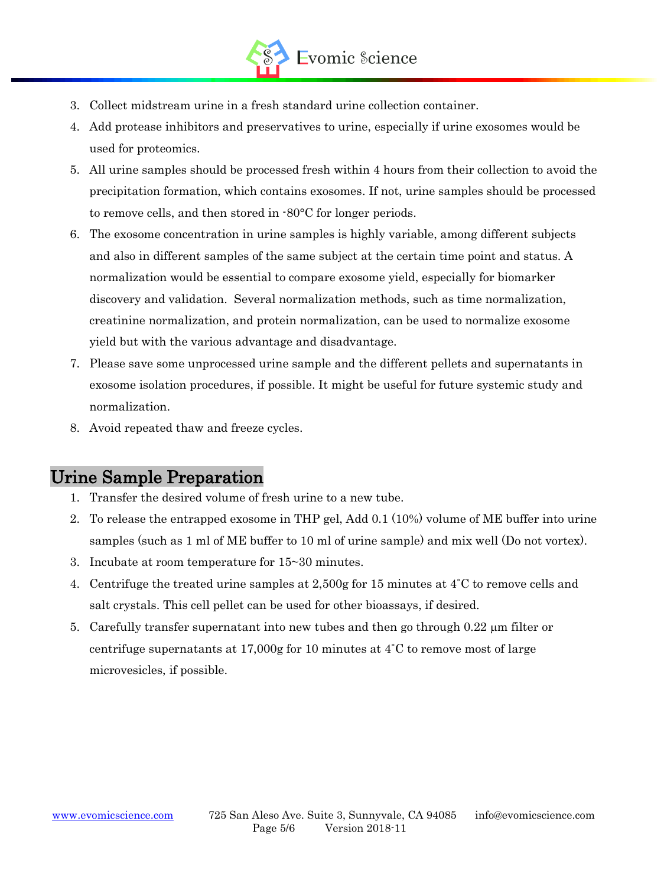3. Collect midstream urine in a fresh standard urine collection container.
4. Add protease inhibitors and preservatives to urine, especially if urine exosomes would be used for proteomics.
5. All urine samples should be processed fresh within 4 hours from their collection to avoid the precipitation formation, which contains exosomes. If not, urine samples should be processed to remove cells, and then stored in -80°C for longer periods.
6. The exosome concentration in urine samples is highly variable, among different subjects and also in different samples of the same subject at the certain time point and status. A normalization would be essential to compare exosome yield, especially for biomarker discovery and validation. Several normalization methods, such as time normalization, creatinine normalization, and protein normalization, can be used to normalize exosome yield but with the various advantage and disadvantage.
7. Please save some unprocessed urine sample and the different pellets and supernatants in exosome isolation procedures, if possible. It might be useful for future systemic study and normalization.
8. Avoid repeated thaw and freeze cycles.

## Urine Sample Preparation

1. Transfer the desired volume of fresh urine to a new tube.
2. To release the entrapped exosome in THP gel, Add 0.1 (10%) volume of ME buffer into urine samples (such as 1 ml of ME buffer to 10 ml of urine sample) and mix well (Do not vortex).
3. Incubate at room temperature for 15~30 minutes.
4. Centrifuge the treated urine samples at 2,500g for 15 minutes at 4˚C to remove cells and salt crystals. This cell pellet can be used for other bioassays, if desired.
5. Carefully transfer supernatant into new tubes and then go through 0.22 μm filter or centrifuge supernatants at 17,000g for 10 minutes at 4˚C to remove most of large microvesicles, if possible.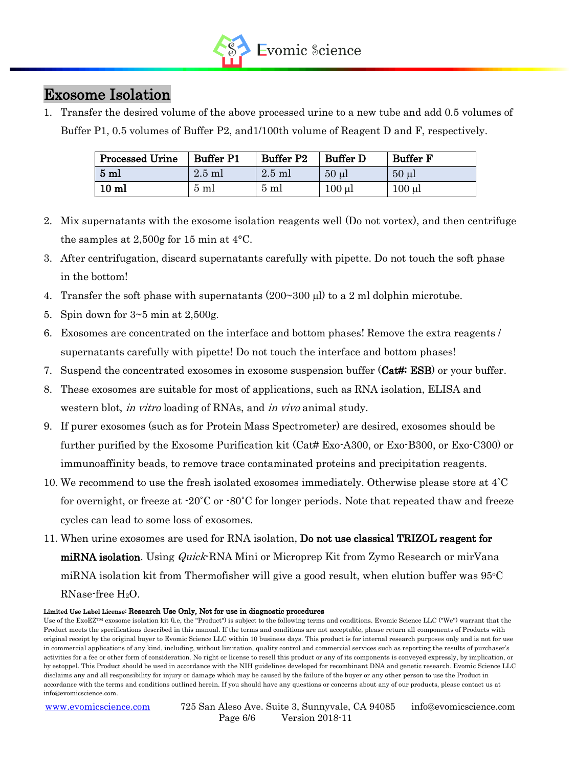## Exosome Isolation

1. Transfer the desired volume of the above processed urine to a new tube and add 0.5 volumes of Buffer P1, 0.5 volumes of Buffer P2, and1/100th volume of Reagent D and F, respectively.

| Processed Urine | Buffer P1 | Buffer P2 | Buffer D | Buffer F |
|---|---|---|---|---|
| **5 ml** | 2.5 ml | 2.5 ml | 50 μl | 50 μl |
| **10 ml** | 5 ml | 5 ml | 100 μl | 100 μl |

2. Mix supernatants with the exosome isolation reagents well (Do not vortex), and then centrifuge the samples at 2,500g for 15 min at 4°C.
3. After centrifugation, discard supernatants carefully with pipette. Do not touch the soft phase in the bottom!
4. Transfer the soft phase with supernatants (200~300 μl) to a 2 ml dolphin microtube.
5. Spin down for 3~5 min at 2,500g.
6. Exosomes are concentrated on the interface and bottom phases! Remove the extra reagents / supernatants carefully with pipette! Do not touch the interface and bottom phases!
7. Suspend the concentrated exosomes in exosome suspension buffer (**Cat#: ESB**) or your buffer.
8. These exosomes are suitable for most of applications, such as RNA isolation, ELISA and western blot, *in vitro* loading of RNAs, and *in vivo* animal study.
9. If purer exosomes (such as for Protein Mass Spectrometer) are desired, exosomes should be further purified by the Exosome Purification kit (Cat# Exo-A300, or Exo-B300, or Exo-C300) or immunoaffinity beads, to remove trace contaminated proteins and precipitation reagents.
10. We recommend to use the fresh isolated exosomes immediately. Otherwise please store at 4˚C for overnight, or freeze at -20˚C or -80˚C for longer periods. Note that repeated thaw and freeze cycles can lead to some loss of exosomes.
11. When urine exosomes are used for RNA isolation, **Do not use classical TRIZOL reagent for miRNA isolation**. Using *Quick*-RNA Mini or Microprep Kit from Zymo Research or mirVana miRNA isolation kit from Thermofisher will give a good result, when elution buffer was 95°C RNase-free $H_2O$.

**Limited Use Label License: Research Use Only, Not for use in diagnostic procedures**

Use of the ExoEZ™ exosome isolation kit (i.e, the "Product") is subject to the following terms and conditions. Evomic Science LLC ("We") warrant that the Product meets the specifications described in this manual. If the terms and conditions are not acceptable, please return all components of Products with original receipt by the original buyer to Evomic Science LLC within 10 business days. This product is for internal research purposes only and is not for use in commercial applications of any kind, including, without limitation, quality control and commercial services such as reporting the results of purchaser's activities for a fee or other form of consideration. No right or license to resell this product or any of its components is conveyed expressly, by implication, or by estoppel. This Product should be used in accordance with the NIH guidelines developed for recombinant DNA and genetic research. Evomic Science LLC disclaims any and all responsibility for injury or damage which may be caused by the failure of the buyer or any other person to use the Product in accordance with the terms and conditions outlined herein. If you should have any questions or concerns about any of our products, please contact us at info@evomicscience.com.